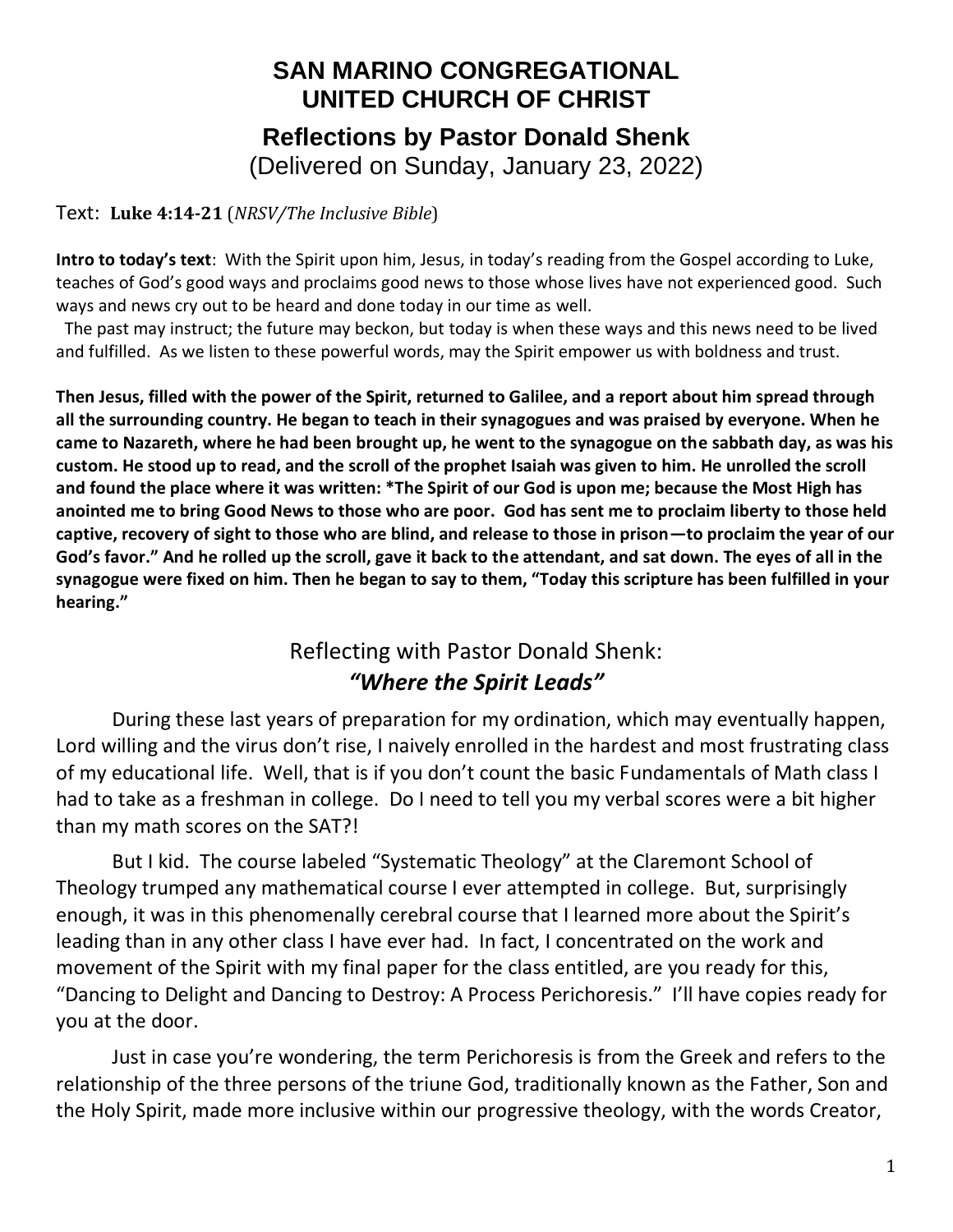# SAN MARINO CONGREGATIONAL UNITED CHURCH OF CHRIST

## Reflections by Pastor Donald Shenk

(Delivered on Sunday, January 23, 2022)

Text: **Luke 4:14-21** (*NRSV/The Inclusive Bible*)

**Intro to today's text**: With the Spirit upon him, Jesus, in today's reading from the Gospel according to Luke, teaches of God's good ways and proclaims good news to those whose lives have not experienced good. Such ways and news cry out to be heard and done today in our time as well.

The past may instruct; the future may beckon, but today is when these ways and this news need to be lived and fulfilled. As we listen to these powerful words, may the Spirit empower us with boldness and trust.

**Then Jesus, filled with the power of the Spirit, returned to Galilee, and a report about him spread through all the surrounding country. He began to teach in their synagogues and was praised by everyone. When he came to Nazareth, where he had been brought up, he went to the synagogue on the sabbath day, as was his custom. He stood up to read, and the scroll of the prophet Isaiah was given to him. He unrolled the scroll and found the place where it was written: *The Spirit of our God is upon me; because the Most High has anointed me to bring Good News to those who are poor. God has sent me to proclaim liberty to those held captive, recovery of sight to those who are blind, and release to those in prison—to proclaim the year of our God's favor." And he rolled up the scroll, gave it back to the attendant, and sat down. The eyes of all in the synagogue were fixed on him. Then he began to say to them, "Today this scripture has been fulfilled in your hearing."**

## Reflecting with Pastor Donald Shenk:
## *"Where the Spirit Leads"*

During these last years of preparation for my ordination, which may eventually happen, Lord willing and the virus don't rise, I naively enrolled in the hardest and most frustrating class of my educational life. Well, that is if you don't count the basic Fundamentals of Math class I had to take as a freshman in college. Do I need to tell you my verbal scores were a bit higher than my math scores on the SAT?!

But I kid. The course labeled "Systematic Theology" at the Claremont School of Theology trumped any mathematical course I ever attempted in college. But, surprisingly enough, it was in this phenomenally cerebral course that I learned more about the Spirit's leading than in any other class I have ever had. In fact, I concentrated on the work and movement of the Spirit with my final paper for the class entitled, are you ready for this, "Dancing to Delight and Dancing to Destroy: A Process Perichoresis." I'll have copies ready for you at the door.

Just in case you're wondering, the term Perichoresis is from the Greek and refers to the relationship of the three persons of the triune God, traditionally known as the Father, Son and the Holy Spirit, made more inclusive within our progressive theology, with the words Creator,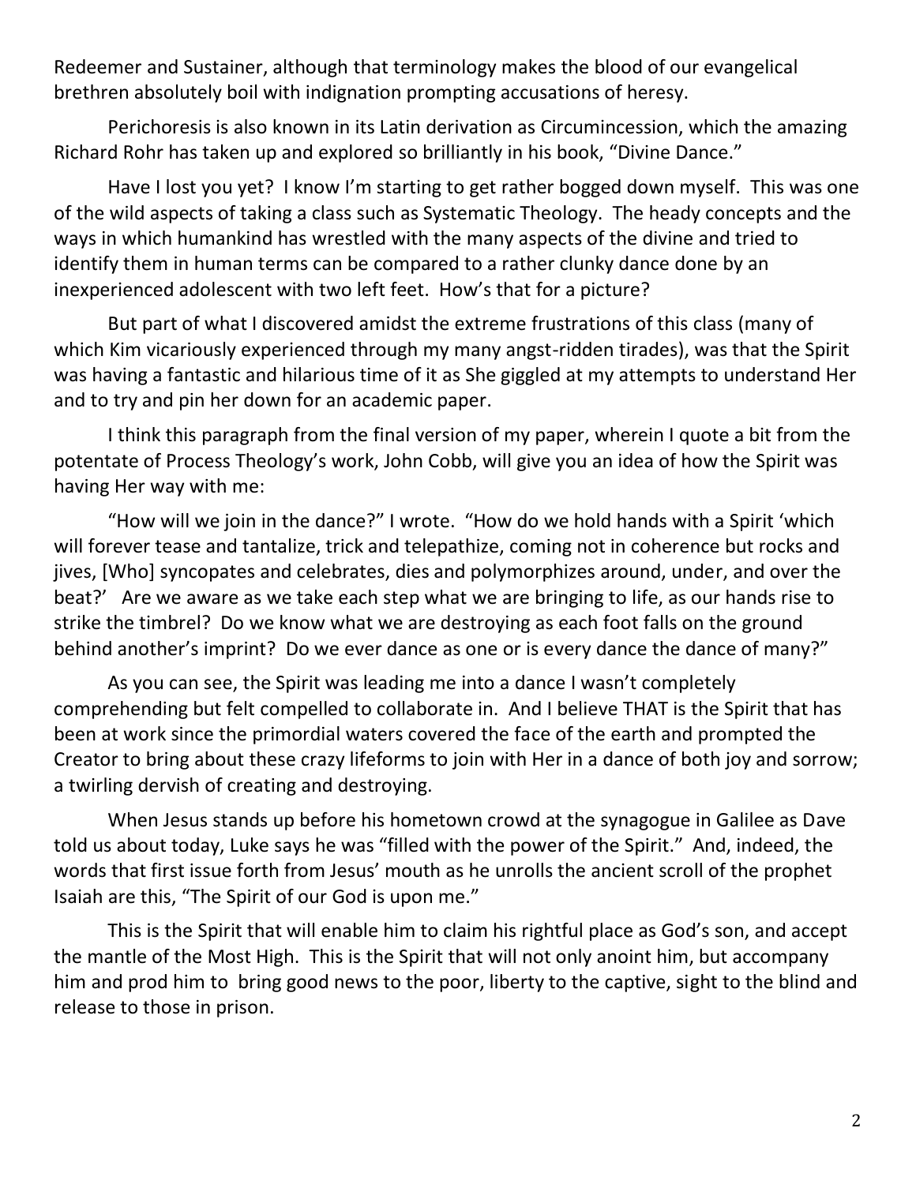Redeemer and Sustainer, although that terminology makes the blood of our evangelical brethren absolutely boil with indignation prompting accusations of heresy.

Perichoresis is also known in its Latin derivation as Circumincession, which the amazing Richard Rohr has taken up and explored so brilliantly in his book, "Divine Dance."

Have I lost you yet? I know I'm starting to get rather bogged down myself. This was one of the wild aspects of taking a class such as Systematic Theology. The heady concepts and the ways in which humankind has wrestled with the many aspects of the divine and tried to identify them in human terms can be compared to a rather clunky dance done by an inexperienced adolescent with two left feet. How's that for a picture?

But part of what I discovered amidst the extreme frustrations of this class (many of which Kim vicariously experienced through my many angst-ridden tirades), was that the Spirit was having a fantastic and hilarious time of it as She giggled at my attempts to understand Her and to try and pin her down for an academic paper.

I think this paragraph from the final version of my paper, wherein I quote a bit from the potentate of Process Theology's work, John Cobb, will give you an idea of how the Spirit was having Her way with me:

"How will we join in the dance?" I wrote. "How do we hold hands with a Spirit 'which will forever tease and tantalize, trick and telepathize, coming not in coherence but rocks and jives, [Who] syncopates and celebrates, dies and polymorphizes around, under, and over the beat?' Are we aware as we take each step what we are bringing to life, as our hands rise to strike the timbrel? Do we know what we are destroying as each foot falls on the ground behind another's imprint? Do we ever dance as one or is every dance the dance of many?"

As you can see, the Spirit was leading me into a dance I wasn't completely comprehending but felt compelled to collaborate in. And I believe THAT is the Spirit that has been at work since the primordial waters covered the face of the earth and prompted the Creator to bring about these crazy lifeforms to join with Her in a dance of both joy and sorrow; a twirling dervish of creating and destroying.

When Jesus stands up before his hometown crowd at the synagogue in Galilee as Dave told us about today, Luke says he was "filled with the power of the Spirit." And, indeed, the words that first issue forth from Jesus' mouth as he unrolls the ancient scroll of the prophet Isaiah are this, "The Spirit of our God is upon me."

This is the Spirit that will enable him to claim his rightful place as God's son, and accept the mantle of the Most High. This is the Spirit that will not only anoint him, but accompany him and prod him to bring good news to the poor, liberty to the captive, sight to the blind and release to those in prison.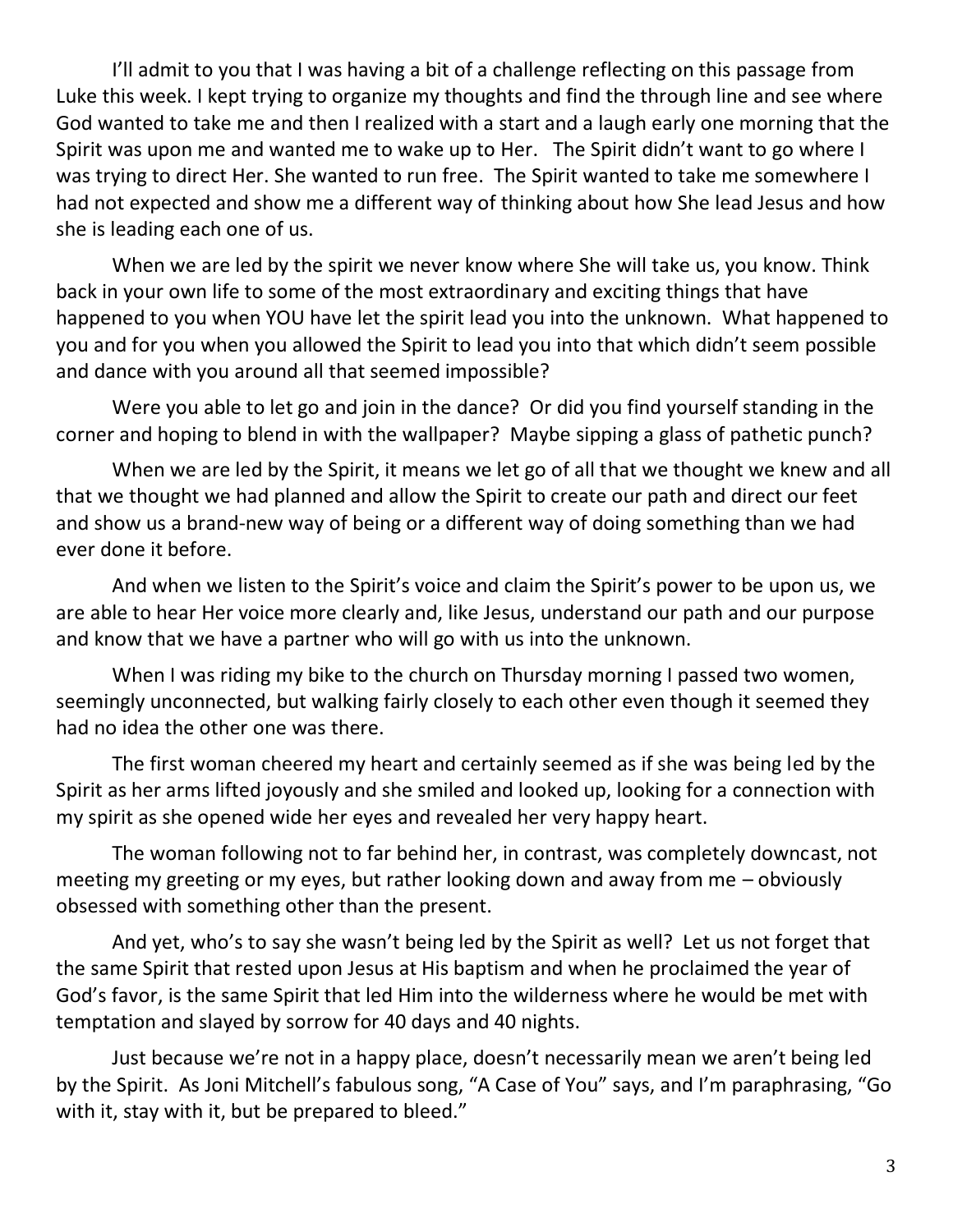I'll admit to you that I was having a bit of a challenge reflecting on this passage from Luke this week. I kept trying to organize my thoughts and find the through line and see where God wanted to take me and then I realized with a start and a laugh early one morning that the Spirit was upon me and wanted me to wake up to Her. The Spirit didn't want to go where I was trying to direct Her. She wanted to run free. The Spirit wanted to take me somewhere I had not expected and show me a different way of thinking about how She lead Jesus and how she is leading each one of us.

When we are led by the spirit we never know where She will take us, you know. Think back in your own life to some of the most extraordinary and exciting things that have happened to you when YOU have let the spirit lead you into the unknown. What happened to you and for you when you allowed the Spirit to lead you into that which didn't seem possible and dance with you around all that seemed impossible?

Were you able to let go and join in the dance? Or did you find yourself standing in the corner and hoping to blend in with the wallpaper? Maybe sipping a glass of pathetic punch?

When we are led by the Spirit, it means we let go of all that we thought we knew and all that we thought we had planned and allow the Spirit to create our path and direct our feet and show us a brand-new way of being or a different way of doing something than we had ever done it before.

And when we listen to the Spirit's voice and claim the Spirit's power to be upon us, we are able to hear Her voice more clearly and, like Jesus, understand our path and our purpose and know that we have a partner who will go with us into the unknown.

When I was riding my bike to the church on Thursday morning I passed two women, seemingly unconnected, but walking fairly closely to each other even though it seemed they had no idea the other one was there.

The first woman cheered my heart and certainly seemed as if she was being led by the Spirit as her arms lifted joyously and she smiled and looked up, looking for a connection with my spirit as she opened wide her eyes and revealed her very happy heart.

The woman following not to far behind her, in contrast, was completely downcast, not meeting my greeting or my eyes, but rather looking down and away from me – obviously obsessed with something other than the present.

And yet, who's to say she wasn't being led by the Spirit as well? Let us not forget that the same Spirit that rested upon Jesus at His baptism and when he proclaimed the year of God's favor, is the same Spirit that led Him into the wilderness where he would be met with temptation and slayed by sorrow for 40 days and 40 nights.

Just because we're not in a happy place, doesn't necessarily mean we aren't being led by the Spirit. As Joni Mitchell's fabulous song, "A Case of You" says, and I'm paraphrasing, "Go with it, stay with it, but be prepared to bleed."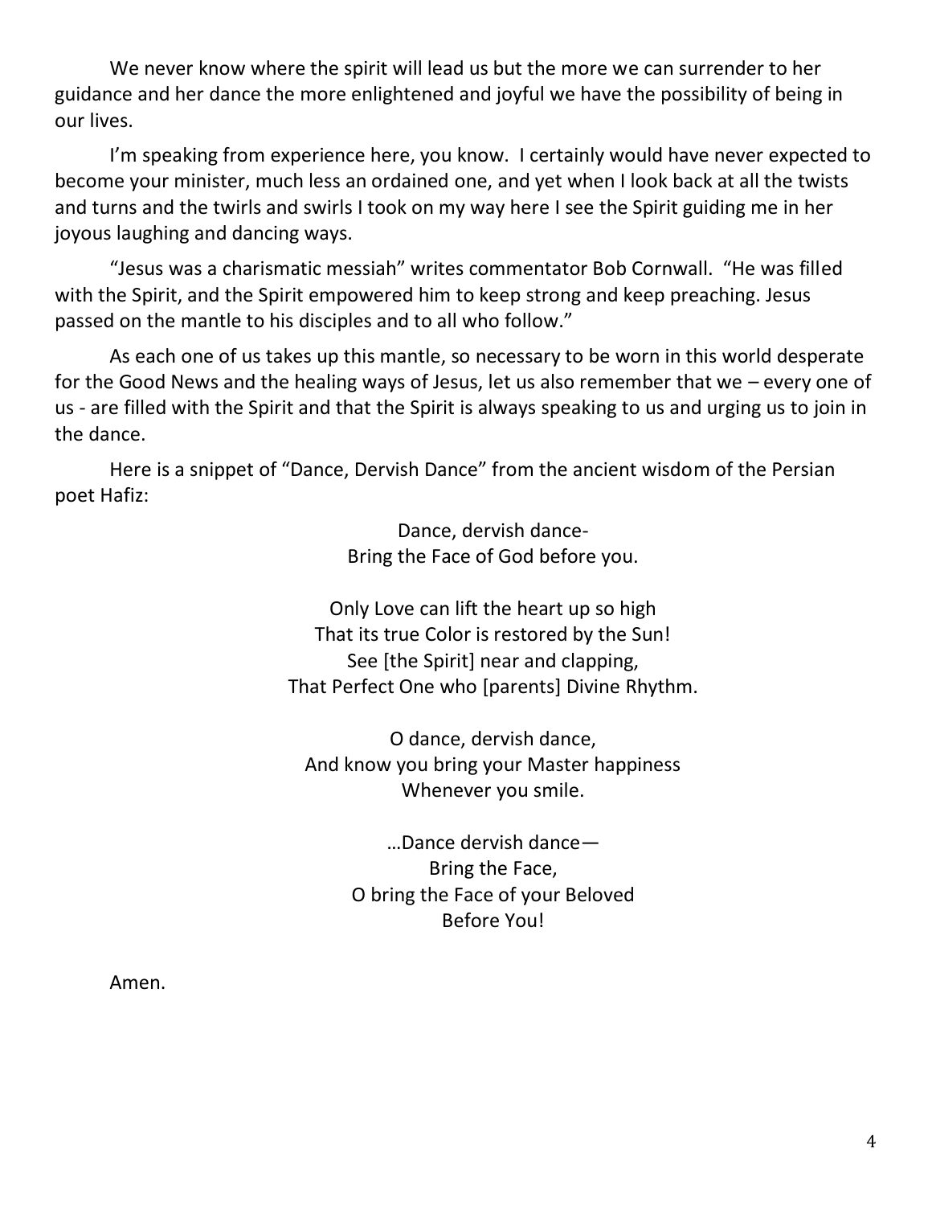We never know where the spirit will lead us but the more we can surrender to her guidance and her dance the more enlightened and joyful we have the possibility of being in our lives.

I'm speaking from experience here, you know. I certainly would have never expected to become your minister, much less an ordained one, and yet when I look back at all the twists and turns and the twirls and swirls I took on my way here I see the Spirit guiding me in her joyous laughing and dancing ways.

"Jesus was a charismatic messiah" writes commentator Bob Cornwall. "He was filled with the Spirit, and the Spirit empowered him to keep strong and keep preaching. Jesus passed on the mantle to his disciples and to all who follow."

As each one of us takes up this mantle, so necessary to be worn in this world desperate for the Good News and the healing ways of Jesus, let us also remember that we – every one of us - are filled with the Spirit and that the Spirit is always speaking to us and urging us to join in the dance.

Here is a snippet of "Dance, Dervish Dance" from the ancient wisdom of the Persian poet Hafiz:

Dance, dervish dance-
Bring the Face of God before you.

Only Love can lift the heart up so high
That its true Color is restored by the Sun!
See [the Spirit] near and clapping,
That Perfect One who [parents] Divine Rhythm.

O dance, dervish dance,
And know you bring your Master happiness
Whenever you smile.

…Dance dervish dance—
Bring the Face,
O bring the Face of your Beloved
Before You!

Amen.